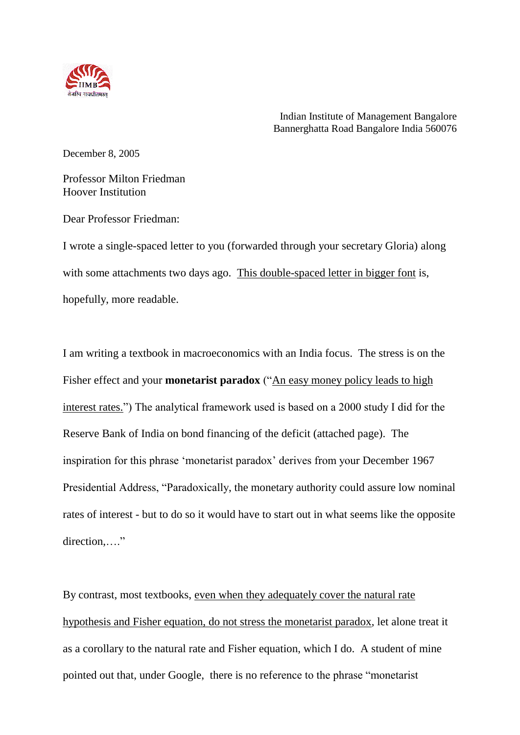Indian Institute of Management Bangalore
Bannerghatta Road Bangalore India 560076

December 8, 2005

Professor Milton Friedman
Hoover Institution

Dear Professor Friedman:

I wrote a single-spaced letter to you (forwarded through your secretary Gloria) along with some attachments two days ago. <u>This double-spaced letter in bigger font</u> is, hopefully, more readable.

I am writing a textbook in macroeconomics with an India focus. The stress is on the Fisher effect and your **monetarist paradox** ("<u>An easy money policy leads to high interest rates.</u>") The analytical framework used is based on a 2000 study I did for the Reserve Bank of India on bond financing of the deficit (attached page). The inspiration for this phrase 'monetarist paradox' derives from your December 1967 Presidential Address, "Paradoxically, the monetary authority could assure low nominal rates of interest - but to do so it would have to start out in what seems like the opposite direction,…."

By contrast, most textbooks, <u>even when they adequately cover the natural rate hypothesis and Fisher equation, do not stress the monetarist paradox</u>, let alone treat it as a corollary to the natural rate and Fisher equation, which I do. A student of mine pointed out that, under Google, there is no reference to the phrase "monetarist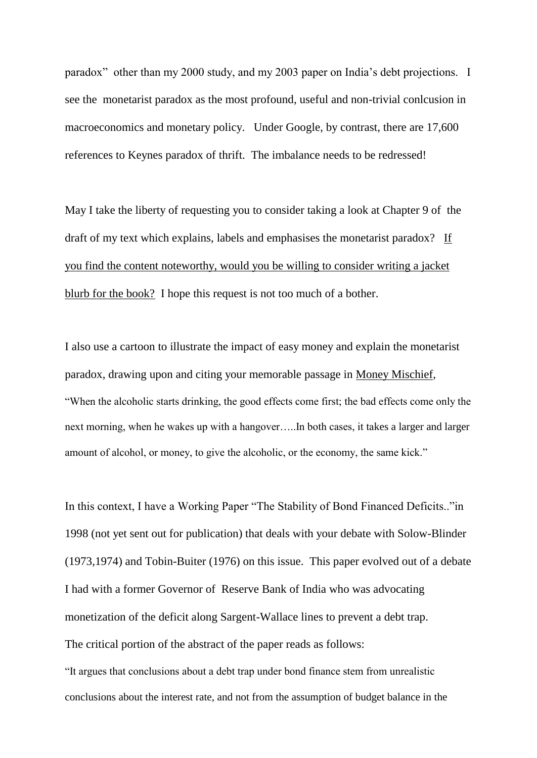paradox" other than my 2000 study, and my 2003 paper on India's debt projections. I see the monetarist paradox as the most profound, useful and non-trivial conlcusion in macroeconomics and monetary policy. Under Google, by contrast, there are 17,600 references to Keynes paradox of thrift. The imbalance needs to be redressed!

May I take the liberty of requesting you to consider taking a look at Chapter 9 of the draft of my text which explains, labels and emphasises the monetarist paradox? <u>If you find the content noteworthy, would you be willing to consider writing a jacket blurb for the book?</u> I hope this request is not too much of a bother.

I also use a cartoon to illustrate the impact of easy money and explain the monetarist paradox, drawing upon and citing your memorable passage in <u>Money Mischief</u>, "When the alcoholic starts drinking, the good effects come first; the bad effects come only the next morning, when he wakes up with a hangover…..In both cases, it takes a larger and larger amount of alcohol, or money, to give the alcoholic, or the economy, the same kick."

In this context, I have a Working Paper "The Stability of Bond Financed Deficits.."in 1998 (not yet sent out for publication) that deals with your debate with Solow-Blinder (1973,1974) and Tobin-Buiter (1976) on this issue. This paper evolved out of a debate I had with a former Governor of Reserve Bank of India who was advocating monetization of the deficit along Sargent-Wallace lines to prevent a debt trap. The critical portion of the abstract of the paper reads as follows:

"It argues that conclusions about a debt trap under bond finance stem from unrealistic conclusions about the interest rate, and not from the assumption of budget balance in the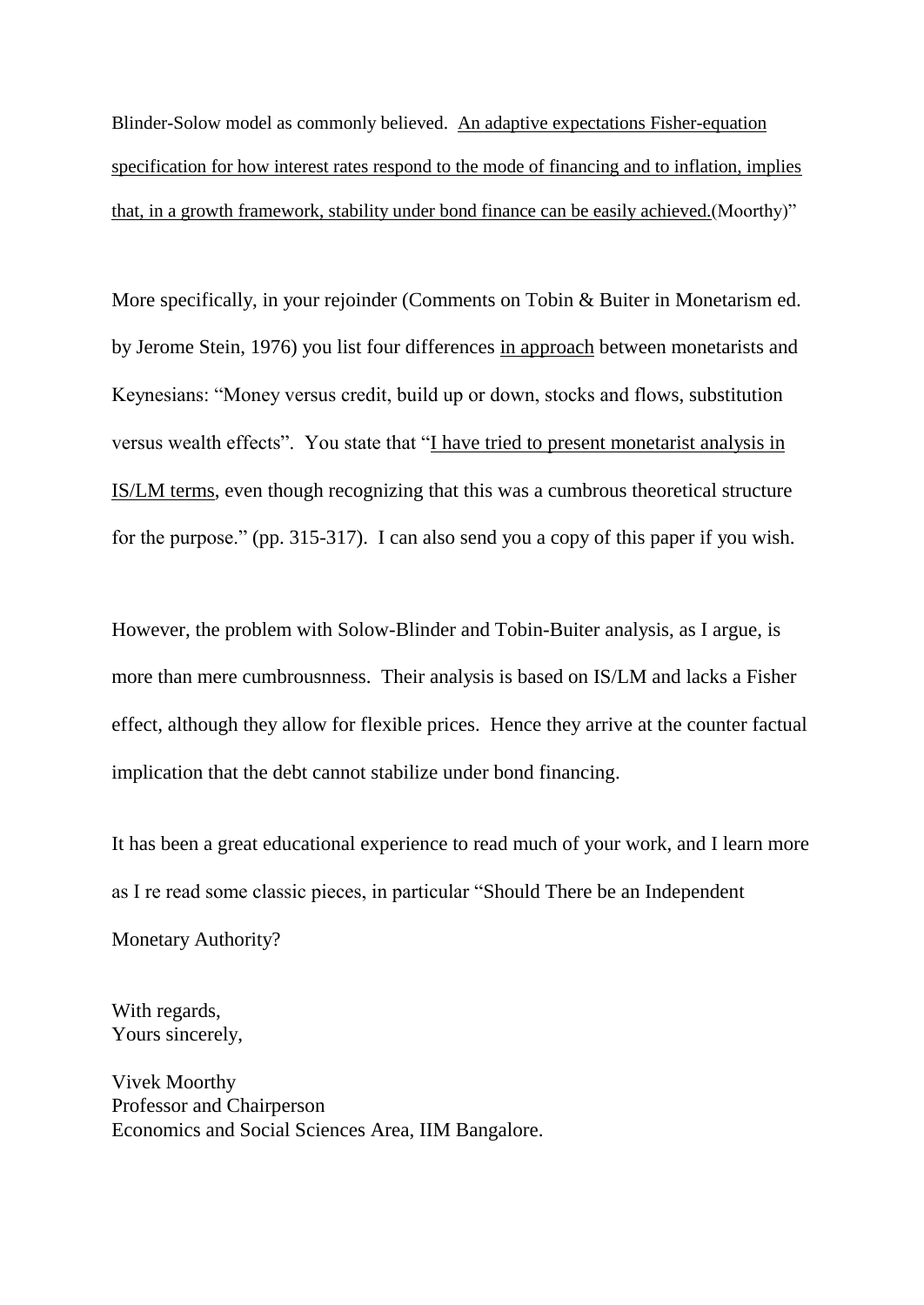Blinder-Solow model as commonly believed. <u>An adaptive expectations Fisher-equation specification for how interest rates respond to the mode of financing and to inflation, implies that, in a growth framework, stability under bond finance can be easily achieved.</u>(Moorthy)"

More specifically, in your rejoinder (Comments on Tobin & Buiter in Monetarism ed. by Jerome Stein, 1976) you list four differences <u>in approach</u> between monetarists and Keynesians: "Money versus credit, build up or down, stocks and flows, substitution versus wealth effects". You state that "<u>I have tried to present monetarist analysis in IS/LM terms</u>, even though recognizing that this was a cumbrous theoretical structure for the purpose." (pp. 315-317). I can also send you a copy of this paper if you wish.

However, the problem with Solow-Blinder and Tobin-Buiter analysis, as I argue, is more than mere cumbrousnness. Their analysis is based on IS/LM and lacks a Fisher effect, although they allow for flexible prices. Hence they arrive at the counter factual implication that the debt cannot stabilize under bond financing.

It has been a great educational experience to read much of your work, and I learn more as I re read some classic pieces, in particular "Should There be an Independent Monetary Authority?

With regards,
Yours sincerely,

Vivek Moorthy
Professor and Chairperson
Economics and Social Sciences Area, IIM Bangalore.